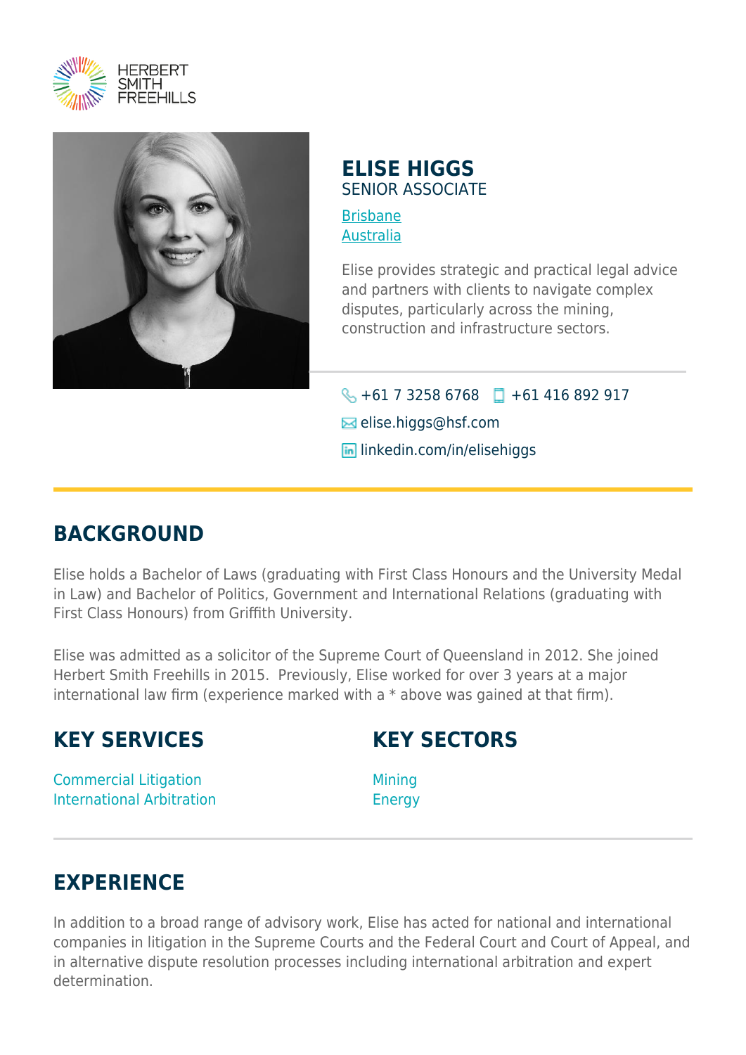HERBERT SMITH FREEHILLS

# ELISE HIGGS

SENIOR ASSOCIATE

[Brisbane](#)
[Australia](#)

Elise provides strategic and practical legal advice and partners with clients to navigate complex disputes, particularly across the mining, construction and infrastructure sectors.

+61 7 3258 6768 +61 416 892 917

elise.higgs@hsf.com

linkedin.com/in/elisehiggs

## BACKGROUND

Elise holds a Bachelor of Laws (graduating with First Class Honours and the University Medal in Law) and Bachelor of Politics, Government and International Relations (graduating with First Class Honours) from Griffith University.

Elise was admitted as a solicitor of the Supreme Court of Queensland in 2012. She joined Herbert Smith Freehills in 2015. Previously, Elise worked for over 3 years at a major international law firm (experience marked with a * above was gained at that firm).

## KEY SERVICES

Commercial Litigation
International Arbitration

## KEY SECTORS

Mining
Energy

## EXPERIENCE

In addition to a broad range of advisory work, Elise has acted for national and international companies in litigation in the Supreme Courts and the Federal Court and Court of Appeal, and in alternative dispute resolution processes including international arbitration and expert determination.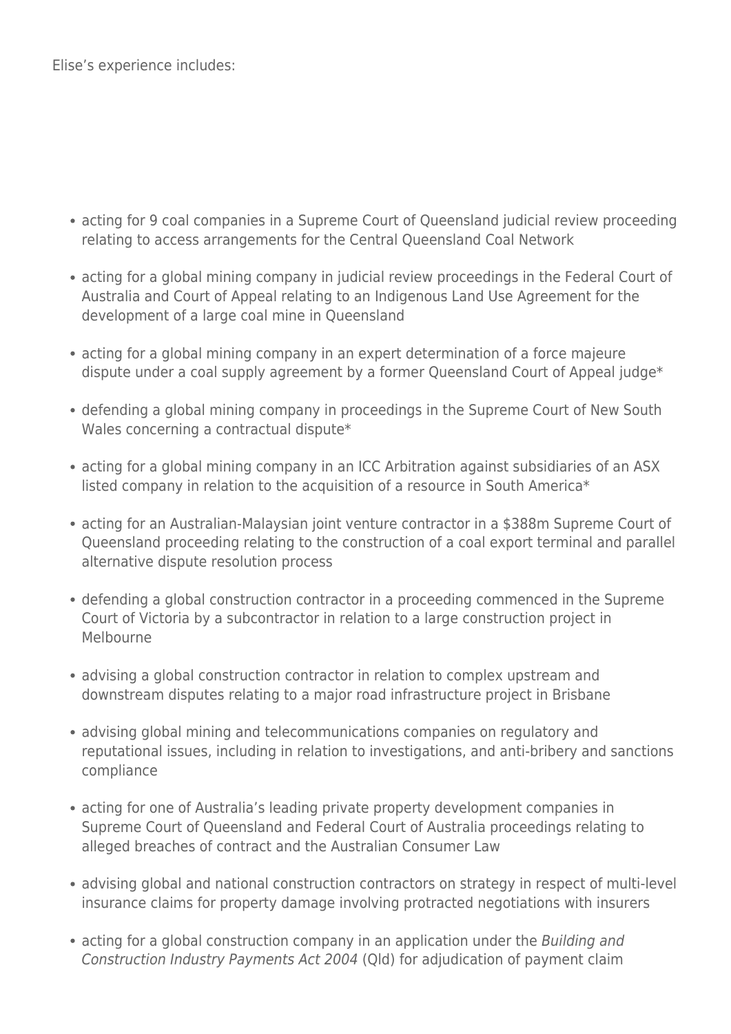Elise’s experience includes:

- acting for 9 coal companies in a Supreme Court of Queensland judicial review proceeding relating to access arrangements for the Central Queensland Coal Network
- acting for a global mining company in judicial review proceedings in the Federal Court of Australia and Court of Appeal relating to an Indigenous Land Use Agreement for the development of a large coal mine in Queensland
- acting for a global mining company in an expert determination of a force majeure dispute under a coal supply agreement by a former Queensland Court of Appeal judge*
- defending a global mining company in proceedings in the Supreme Court of New South Wales concerning a contractual dispute*
- acting for a global mining company in an ICC Arbitration against subsidiaries of an ASX listed company in relation to the acquisition of a resource in South America*
- acting for an Australian-Malaysian joint venture contractor in a $388m Supreme Court of Queensland proceeding relating to the construction of a coal export terminal and parallel alternative dispute resolution process
- defending a global construction contractor in a proceeding commenced in the Supreme Court of Victoria by a subcontractor in relation to a large construction project in Melbourne
- advising a global construction contractor in relation to complex upstream and downstream disputes relating to a major road infrastructure project in Brisbane
- advising global mining and telecommunications companies on regulatory and reputational issues, including in relation to investigations, and anti-bribery and sanctions compliance
- acting for one of Australia’s leading private property development companies in Supreme Court of Queensland and Federal Court of Australia proceedings relating to alleged breaches of contract and the Australian Consumer Law
- advising global and national construction contractors on strategy in respect of multi-level insurance claims for property damage involving protracted negotiations with insurers
- acting for a global construction company in an application under the *Building and Construction Industry Payments Act 2004* (Qld) for adjudication of payment claim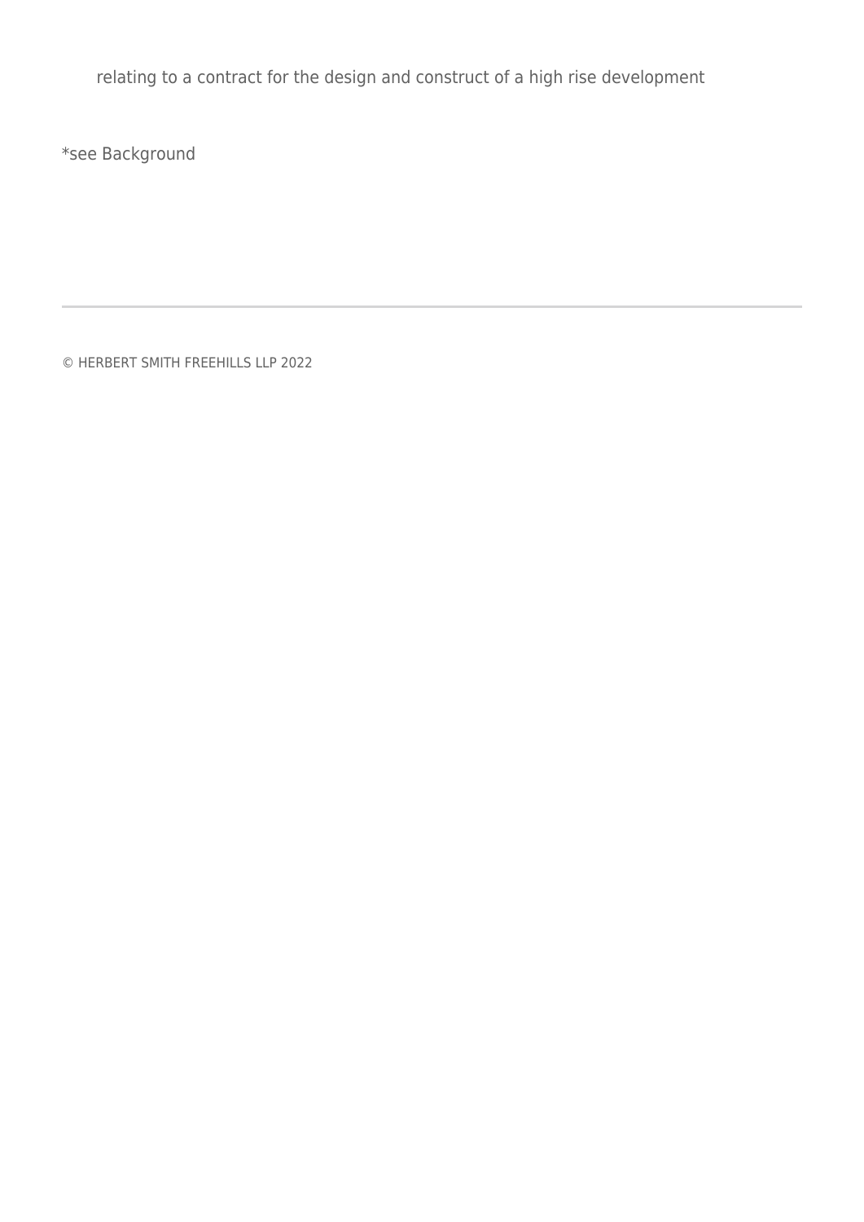relating to a contract for the design and construct of a high rise development

*see Background

---

© HERBERT SMITH FREEHILLS LLP 2022